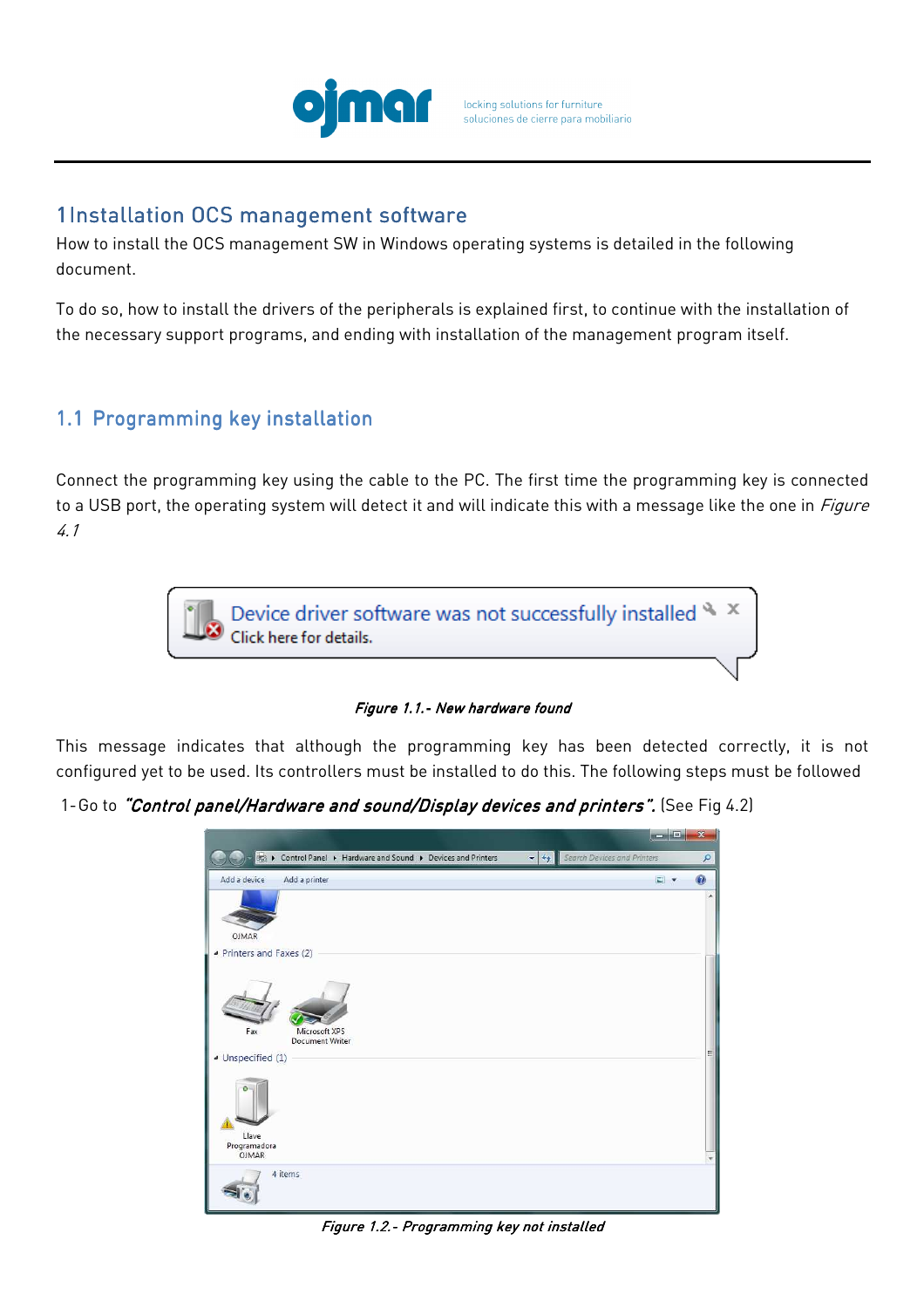# 1 Installation OCS management software

How to install the OCS management SW in Windows operating systems is detailed in the following document.

To do so, how to install the drivers of the peripherals is explained first, to continue with the installation of the necessary support programs, and ending with installation of the management program itself.

## 1.1 Programming key installation

Connect the programming key using the cable to the PC. The first time the programming key is connected to a USB port, the operating system will detect it and will indicate this with a message like the one in *Figure 4.1*

*Figure 1.1.- New hardware found*

This message indicates that although the programming key has been detected correctly, it is not configured yet to be used. Its controllers must be installed to do this. The following steps must be followed

1- Go to ***"Control panel/Hardware and sound/Display devices and printers".*** (See Fig 4.2)

*Figure 1.2.- Programming key not installed*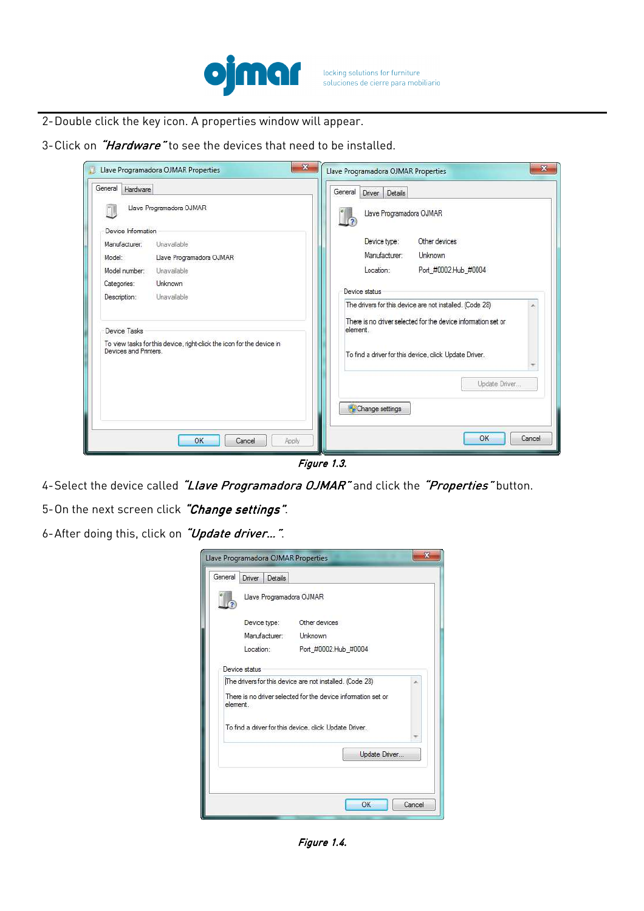2- Double click the key icon. A properties window will appear.

3- Click on *"Hardware"* to see the devices that need to be installed.

***Figure 1.3.***

4- Select the device called *"Llave Programadora OJMAR"* and click the *"Properties"* button.

5- On the next screen click *"Change settings"*.

6- After doing this, click on *"Update driver..."*.

***Figure 1.4.***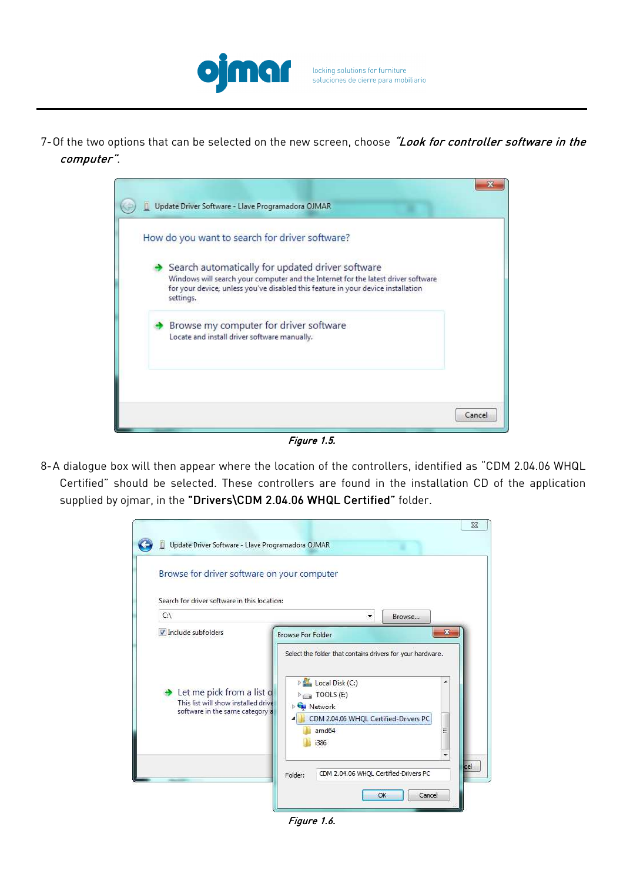7- Of the two options that can be selected on the new screen, choose *"Look for controller software in the computer"*.

*Figure 1.5.*

8- A dialogue box will then appear where the location of the controllers, identified as "CDM 2.04.06 WHQL Certified" should be selected. These controllers are found in the installation CD of the application supplied by ojmar, in the **"Drivers\CDM 2.04.06 WHQL Certified"** folder.

*Figure 1.6.*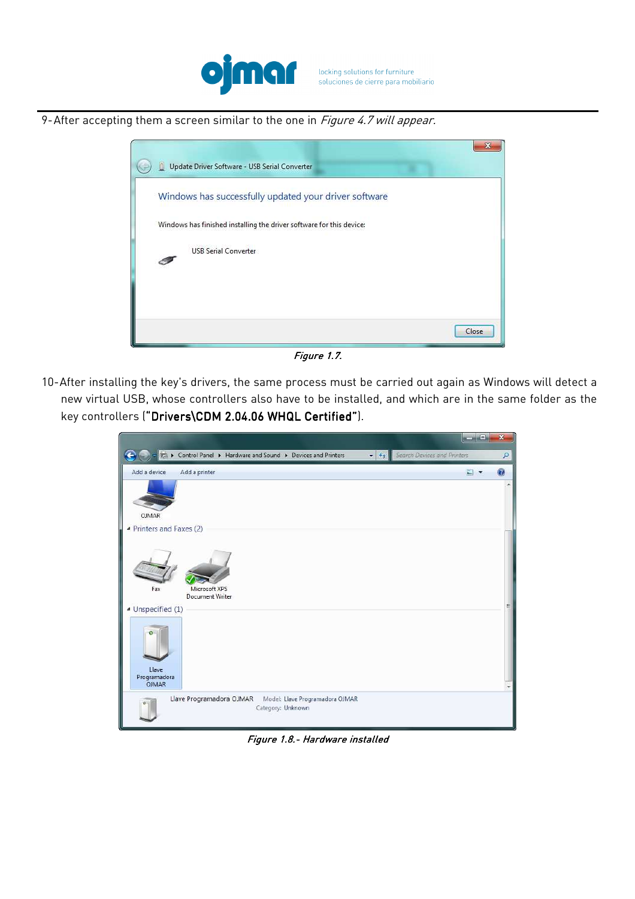9-After accepting them a screen similar to the one in *Figure 4.7 will appear*.

*Figure 1.7.*

10-After installing the key's drivers, the same process must be carried out again as Windows will detect a new virtual USB, whose controllers also have to be installed, and which are in the same folder as the key controllers (**"Drivers\CDM 2.04.06 WHQL Certified"**).

*Figure 1.8.- Hardware installed*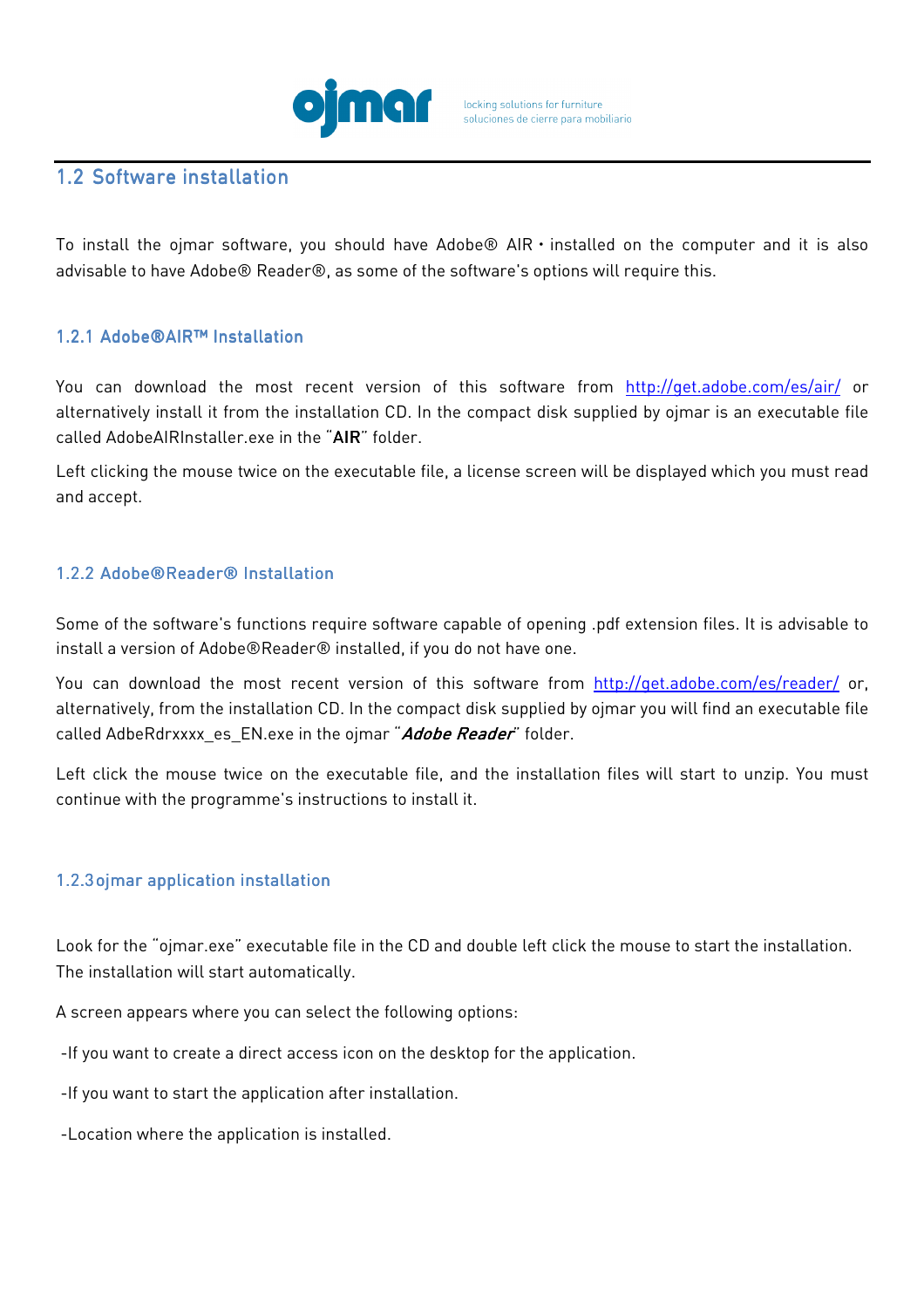## 1.2 Software installation

To install the ojmar software, you should have Adobe® AIR • installed on the computer and it is also advisable to have Adobe® Reader®, as some of the software's options will require this.

### 1.2.1 Adobe®AIR™ Installation

You can download the most recent version of this software from http://get.adobe.com/es/air/ or alternatively install it from the installation CD. In the compact disk supplied by ojmar is an executable file called AdobeAIRInstaller.exe in the "**AIR**" folder.

Left clicking the mouse twice on the executable file, a license screen will be displayed which you must read and accept.

### 1.2.2 Adobe®Reader® Installation

Some of the software's functions require software capable of opening .pdf extension files. It is advisable to install a version of Adobe®Reader® installed, if you do not have one.

You can download the most recent version of this software from http://get.adobe.com/es/reader/ or, alternatively, from the installation CD. In the compact disk supplied by ojmar you will find an executable file called AdbeRdrxxxx_es_EN.exe in the ojmar "***Adobe Reader***" folder.

Left click the mouse twice on the executable file, and the installation files will start to unzip. You must continue with the programme's instructions to install it.

### 1.2.3 ojmar application installation

Look for the "ojmar.exe" executable file in the CD and double left click the mouse to start the installation. The installation will start automatically.

A screen appears where you can select the following options:

-If you want to create a direct access icon on the desktop for the application.

-If you want to start the application after installation.

-Location where the application is installed.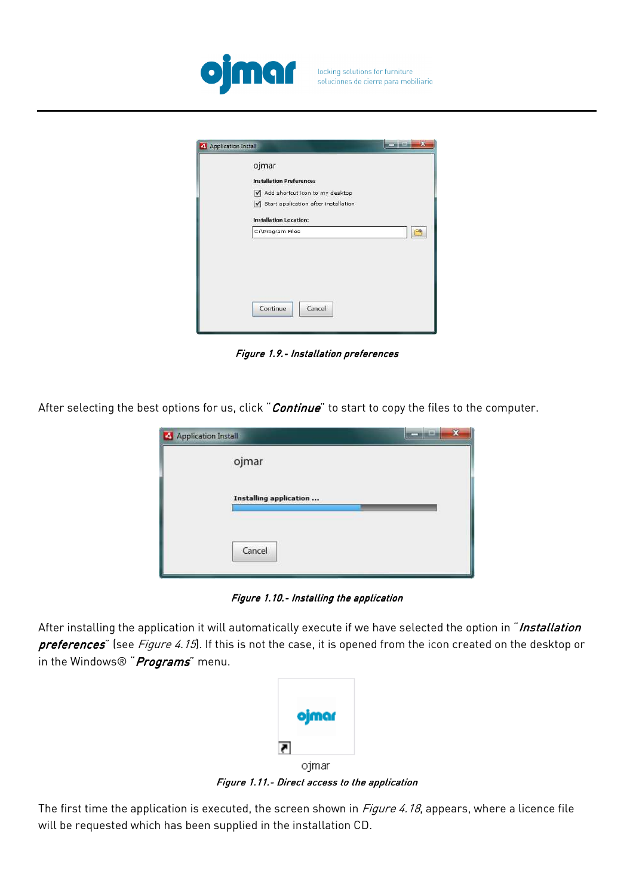*Figure 1.9.- Installation preferences*

After selecting the best options for us, click "***Continue***" to start to copy the files to the computer.

*Figure 1.10.- Installing the application*

After installing the application it will automatically execute if we have selected the option in "***Installation preferences***" (see *Figure 4.15*). If this is not the case, it is opened from the icon created on the desktop or in the Windows® "***Programs***" menu.

*Figure 1.11.- Direct access to the application*

The first time the application is executed, the screen shown in *Figure 4.18*, appears, where a licence file will be requested which has been supplied in the installation CD.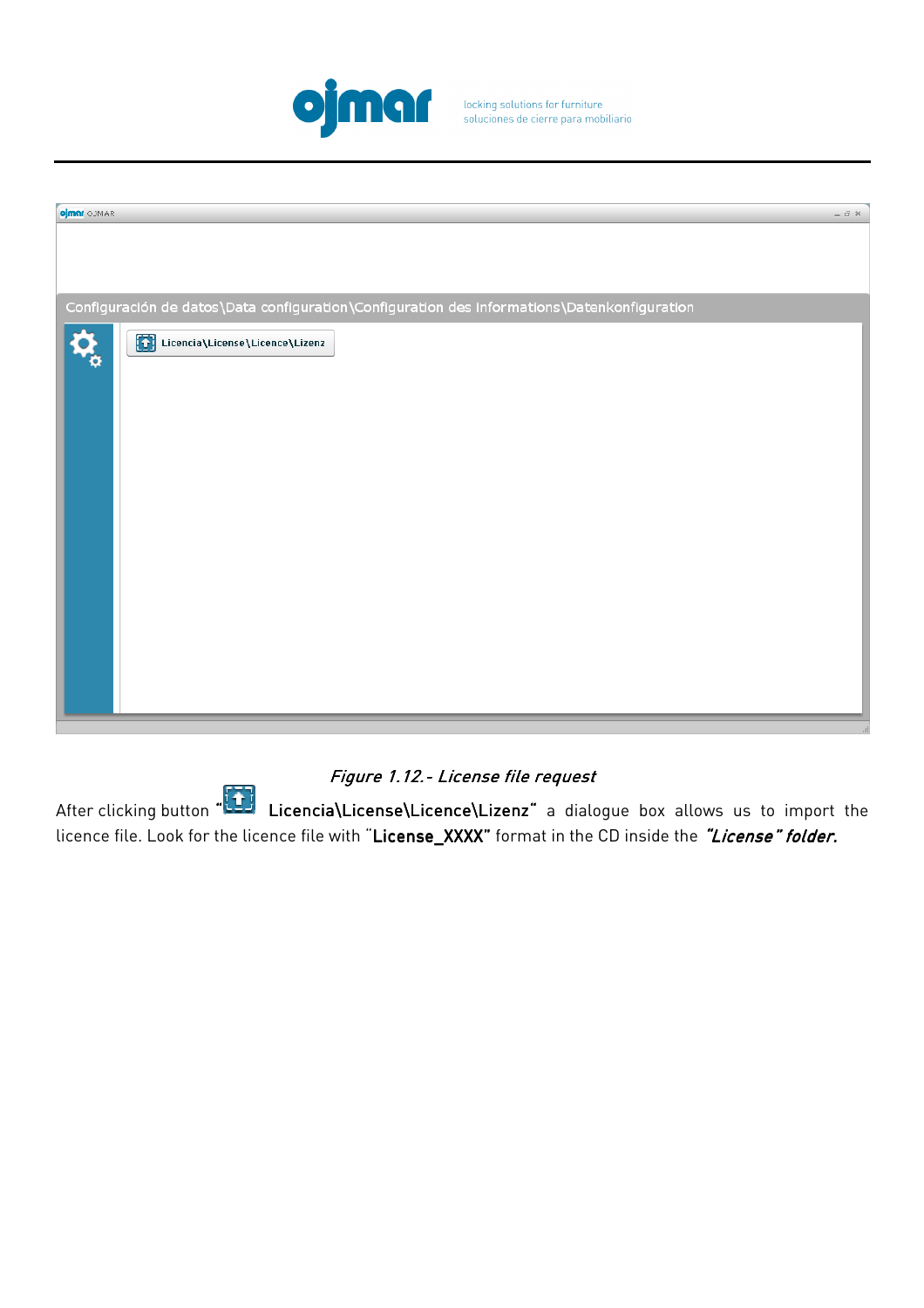*Figure 1.12.- License file request*

After clicking button " **Licencia\License\Licence\Lizenz**" a dialogue box allows us to import the licence file. Look for the licence file with "**License_XXXX**" format in the CD inside the ***"License" folder.***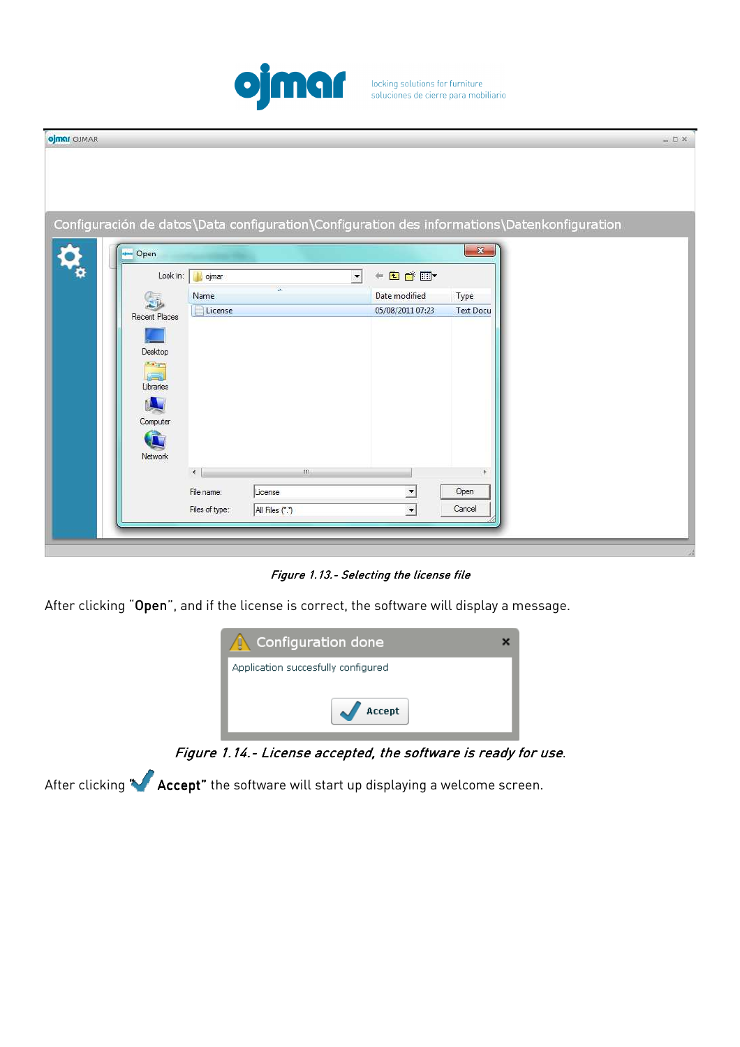*Figure 1.13.- Selecting the license file*

After clicking "**Open**", and if the license is correct, the software will display a message.

*Figure 1.14.- License accepted, the software is ready for use.*

After clicking "**Accept**" the software will start up displaying a welcome screen.